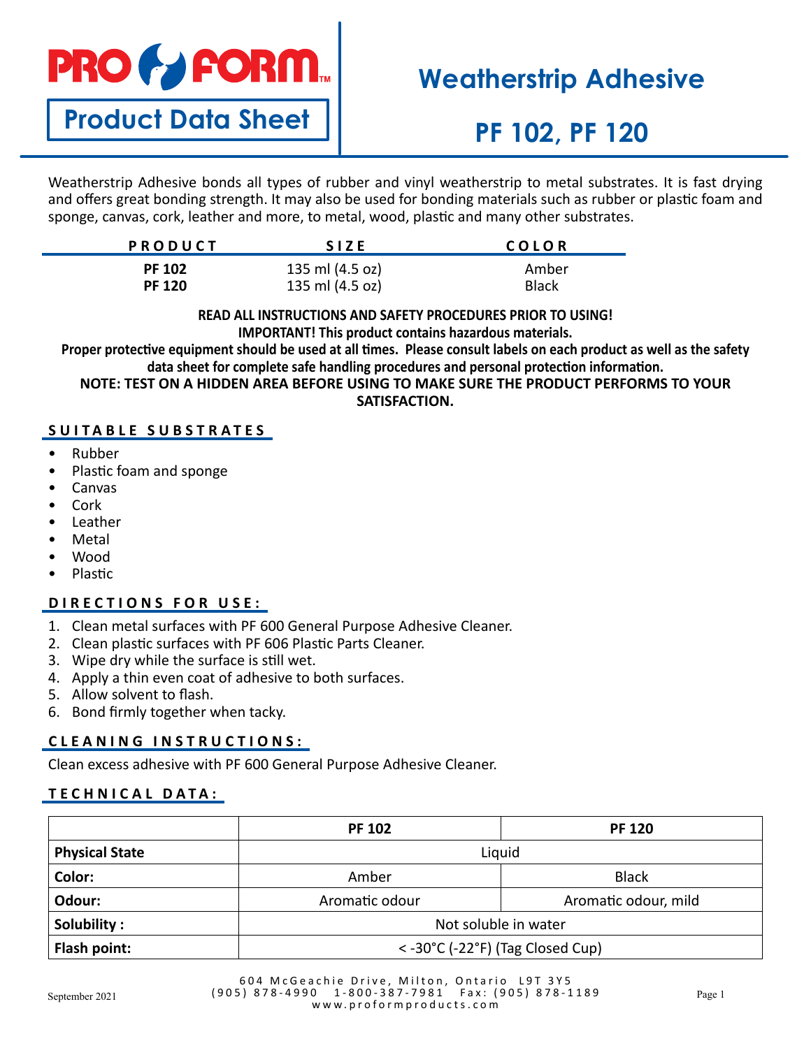# Weatherstrip Adhesive

## PF 102, PF 120

**Product Data Sheet**

Weatherstrip Adhesive bonds all types of rubber and vinyl weatherstrip to metal substrates. It is fast drying and offers great bonding strength. It may also be used for bonding materials such as rubber or plastic foam and sponge, canvas, cork, leather and more, to metal, wood, plastic and many other substrates.

| PRODUCT | SIZE | COLOR |
|---|---|---|
| **PF 102** | 135 ml (4.5 oz) | Amber |
| **PF 120** | 135 ml (4.5 oz) | Black |

**READ ALL INSTRUCTIONS AND SAFETY PROCEDURES PRIOR TO USING!**
**IMPORTANT! This product contains hazardous materials.**
**Proper protective equipment should be used at all times. Please consult labels on each product as well as the safety data sheet for complete safe handling procedures and personal protection information.**
**NOTE: TEST ON A HIDDEN AREA BEFORE USING TO MAKE SURE THE PRODUCT PERFORMS TO YOUR SATISFACTION.**

### SUITABLE SUBSTRATES

- Rubber
- Plastic foam and sponge
- Canvas
- Cork
- Leather
- Metal
- Wood
- Plastic

### DIRECTIONS FOR USE:

1. Clean metal surfaces with PF 600 General Purpose Adhesive Cleaner.
2. Clean plastic surfaces with PF 606 Plastic Parts Cleaner.
3. Wipe dry while the surface is still wet.
4. Apply a thin even coat of adhesive to both surfaces.
5. Allow solvent to flash.
6. Bond firmly together when tacky.

### CLEANING INSTRUCTIONS:

Clean excess adhesive with PF 600 General Purpose Adhesive Cleaner.

### TECHNICAL DATA:

| | PF 102 | PF 120 |
|---|---|---|
| **Physical State** | Liquid | |
| **Color:** | Amber | Black |
| **Odour:** | Aromatic odour | Aromatic odour, mild |
| **Solubility :** | Not soluble in water | |
| **Flash point:** | < -30°C (-22°F) (Tag Closed Cup) | |

604 McGeachie Drive, Milton, Ontario L9T 3Y5
(905) 878-4990 1-800-387-7981 Fax: (905) 878-1189
www.proformproducts.com

September 2021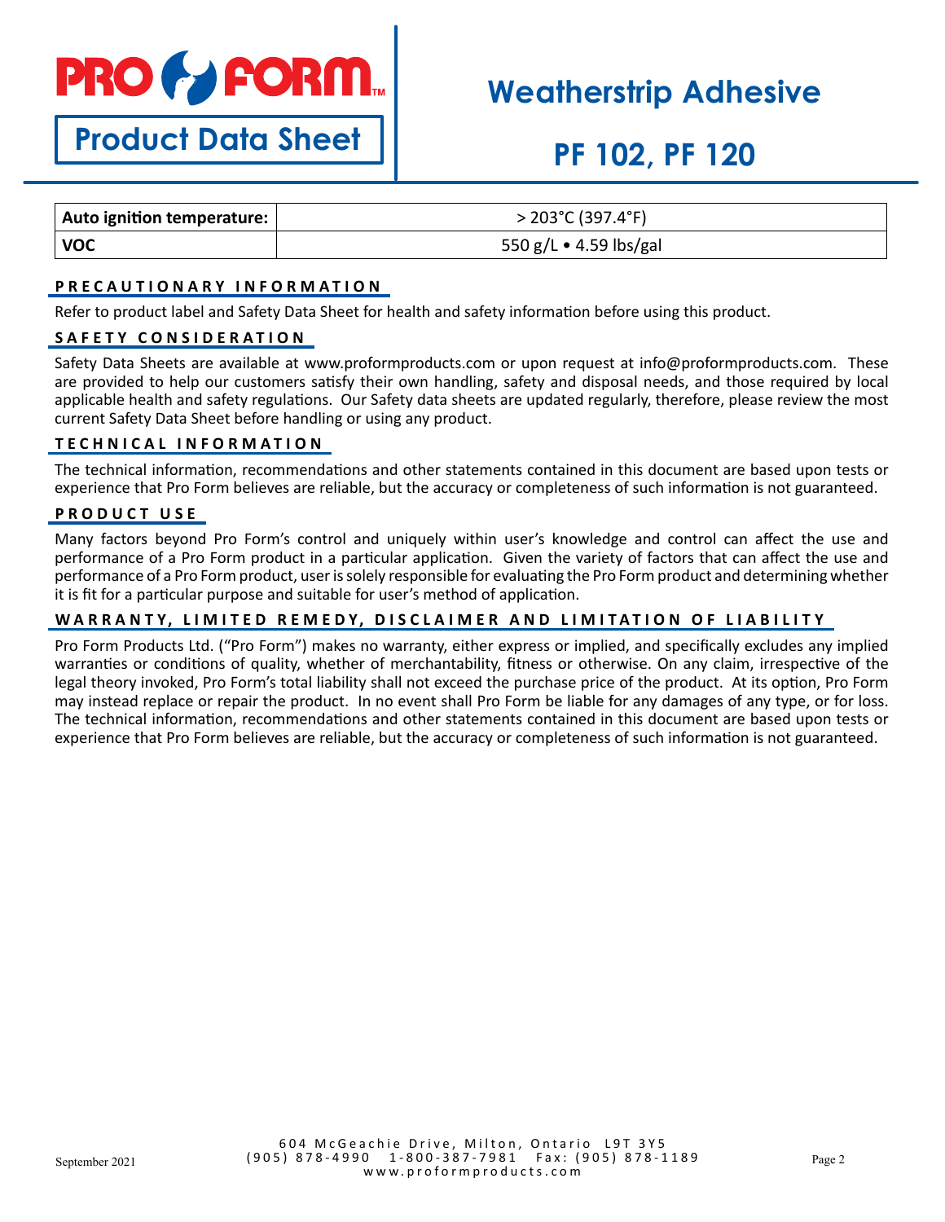# Weatherstrip Adhesive

## PF 102, PF 120

Product Data Sheet

| | |
|---|---|
| **Auto ignition temperature:** | > 203°C (397.4°F) |
| **VOC** | 550 g/L • 4.59 lbs/gal |

### PRECAUTIONARY INFORMATION

Refer to product label and Safety Data Sheet for health and safety information before using this product.

### SAFETY CONSIDERATION

Safety Data Sheets are available at www.proformproducts.com or upon request at info@proformproducts.com. These are provided to help our customers satisfy their own handling, safety and disposal needs, and those required by local applicable health and safety regulations. Our Safety data sheets are updated regularly, therefore, please review the most current Safety Data Sheet before handling or using any product.

### TECHNICAL INFORMATION

The technical information, recommendations and other statements contained in this document are based upon tests or experience that Pro Form believes are reliable, but the accuracy or completeness of such information is not guaranteed.

### PRODUCT USE

Many factors beyond Pro Form's control and uniquely within user's knowledge and control can affect the use and performance of a Pro Form product in a particular application. Given the variety of factors that can affect the use and performance of a Pro Form product, user is solely responsible for evaluating the Pro Form product and determining whether it is fit for a particular purpose and suitable for user's method of application.

### WARRANTY, LIMITED REMEDY, DISCLAIMER AND LIMITATION OF LIABILITY

Pro Form Products Ltd. ("Pro Form") makes no warranty, either express or implied, and specifically excludes any implied warranties or conditions of quality, whether of merchantability, fitness or otherwise. On any claim, irrespective of the legal theory invoked, Pro Form's total liability shall not exceed the purchase price of the product. At its option, Pro Form may instead replace or repair the product. In no event shall Pro Form be liable for any damages of any type, or for loss. The technical information, recommendations and other statements contained in this document are based upon tests or experience that Pro Form believes are reliable, but the accuracy or completeness of such information is not guaranteed.

September 2021

604 McGeachie Drive, Milton, Ontario L9T 3Y5
(905) 878-4990 1-800-387-7981 Fax: (905) 878-1189
www.proformproducts.com